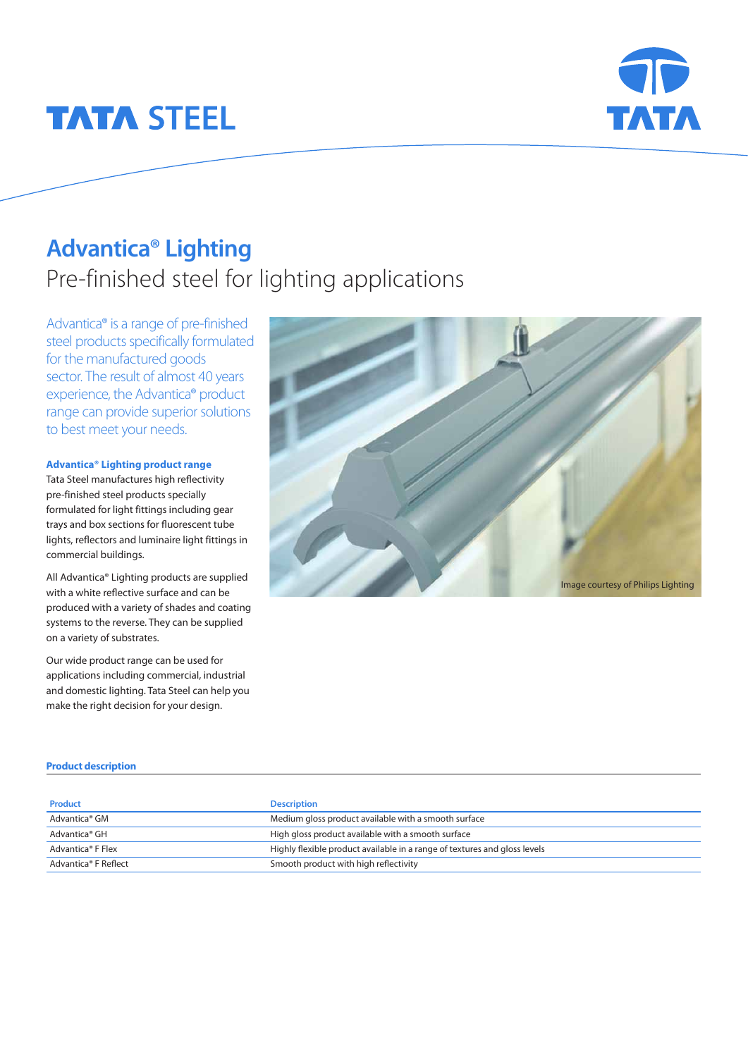TATA STEEL

# Advantica® Lighting

## Pre-finished steel for lighting applications

Advantica® is a range of pre-finished steel products specifically formulated for the manufactured goods sector. The result of almost 40 years experience, the Advantica® product range can provide superior solutions to best meet your needs.

### Advantica® Lighting product range

Tata Steel manufactures high reflectivity pre-finished steel products specially formulated for light fittings including gear trays and box sections for fluorescent tube lights, reflectors and luminaire light fittings in commercial buildings.

All Advantica® Lighting products are supplied with a white reflective surface and can be produced with a variety of shades and coating systems to the reverse. They can be supplied on a variety of substrates.

Our wide product range can be used for applications including commercial, industrial and domestic lighting. Tata Steel can help you make the right decision for your design.

Image courtesy of Philips Lighting

### Product description

| Product | Description |
|---|---|
| Advantica® GM | Medium gloss product available with a smooth surface |
| Advantica® GH | High gloss product available with a smooth surface |
| Advantica® F Flex | Highly flexible product available in a range of textures and gloss levels |
| Advantica® F Reflect | Smooth product with high reflectivity |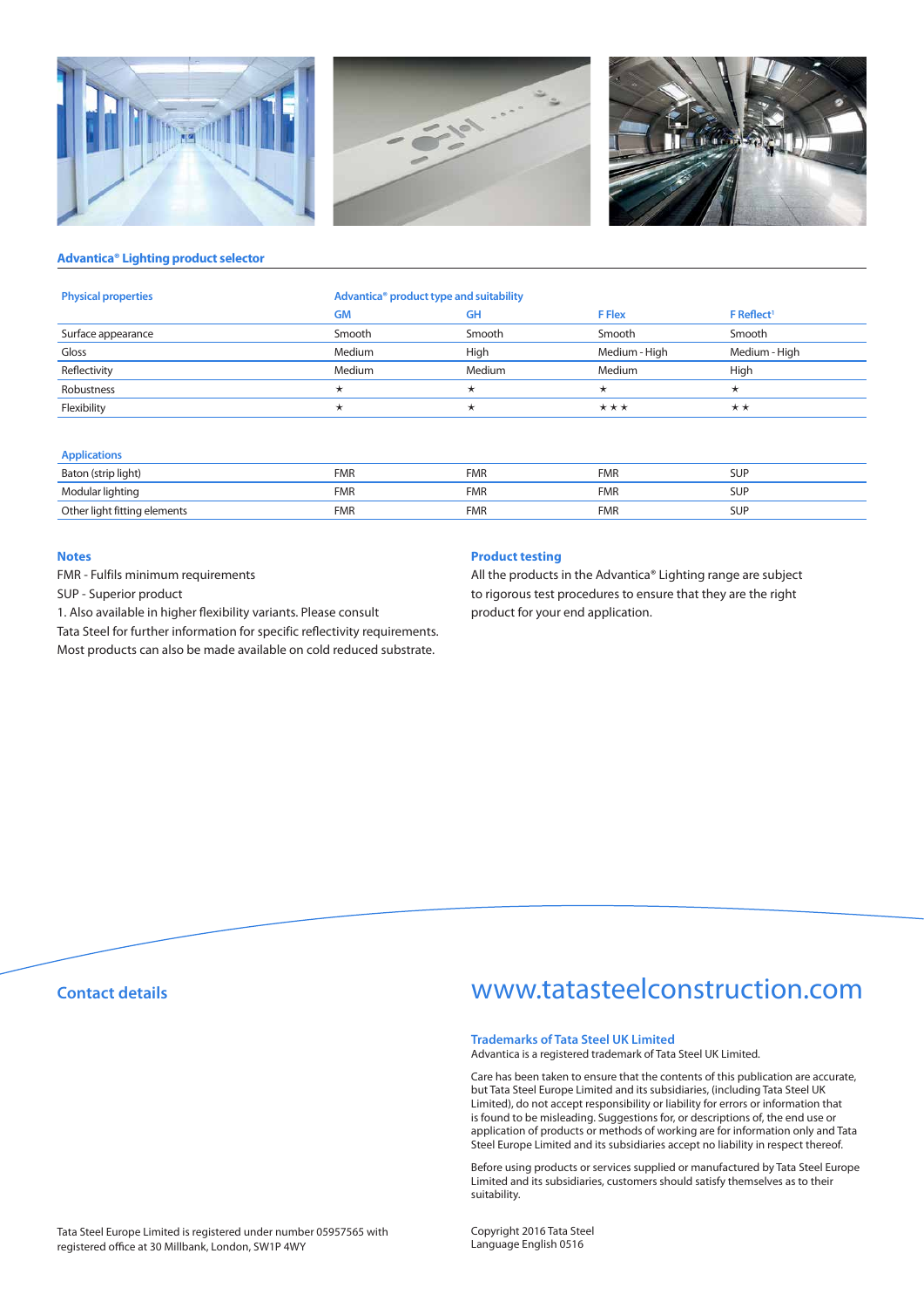## Advantica® Lighting product selector

| Physical properties | Advantica® product type and suitability | | | |
|---|---|---|---|---|
| | GM | GH | F Flex | F Reflect[1] |
| Surface appearance | Smooth | Smooth | Smooth | Smooth |
| Gloss | Medium | High | Medium - High | Medium - High |
| Reflectivity | Medium | Medium | Medium | High |
| Robustness | ★ | ★ | ★ | ★ |
| Flexibility | ★ | ★ | ★ ★ ★ | ★ ★ |

| Applications | | | | |
|---|---|---|---|---|
| Baton (strip light) | FMR | FMR | FMR | SUP |
| Modular lighting | FMR | FMR | FMR | SUP |
| Other light fitting elements | FMR | FMR | FMR | SUP |

### Notes

FMR - Fulfils minimum requirements

SUP - Superior product

1. Also available in higher flexibility variants. Please consult Tata Steel for further information for specific reflectivity requirements.

Most products can also be made available on cold reduced substrate.

### Product testing

All the products in the Advantica® Lighting range are subject to rigorous test procedures to ensure that they are the right product for your end application.

## Contact details

www.tatasteelconstruction.com

### Trademarks of Tata Steel UK Limited

Advantica is a registered trademark of Tata Steel UK Limited.

Care has been taken to ensure that the contents of this publication are accurate, but Tata Steel Europe Limited and its subsidiaries, (including Tata Steel UK Limited), do not accept responsibility or liability for errors or information that is found to be misleading. Suggestions for, or descriptions of, the end use or application of products or methods of working are for information only and Tata Steel Europe Limited and its subsidiaries accept no liability in respect thereof.

Before using products or services supplied or manufactured by Tata Steel Europe Limited and its subsidiaries, customers should satisfy themselves as to their suitability.

Tata Steel Europe Limited is registered under number 05957565 with registered office at 30 Millbank, London, SW1P 4WY

Copyright 2016 Tata Steel
Language English 0516